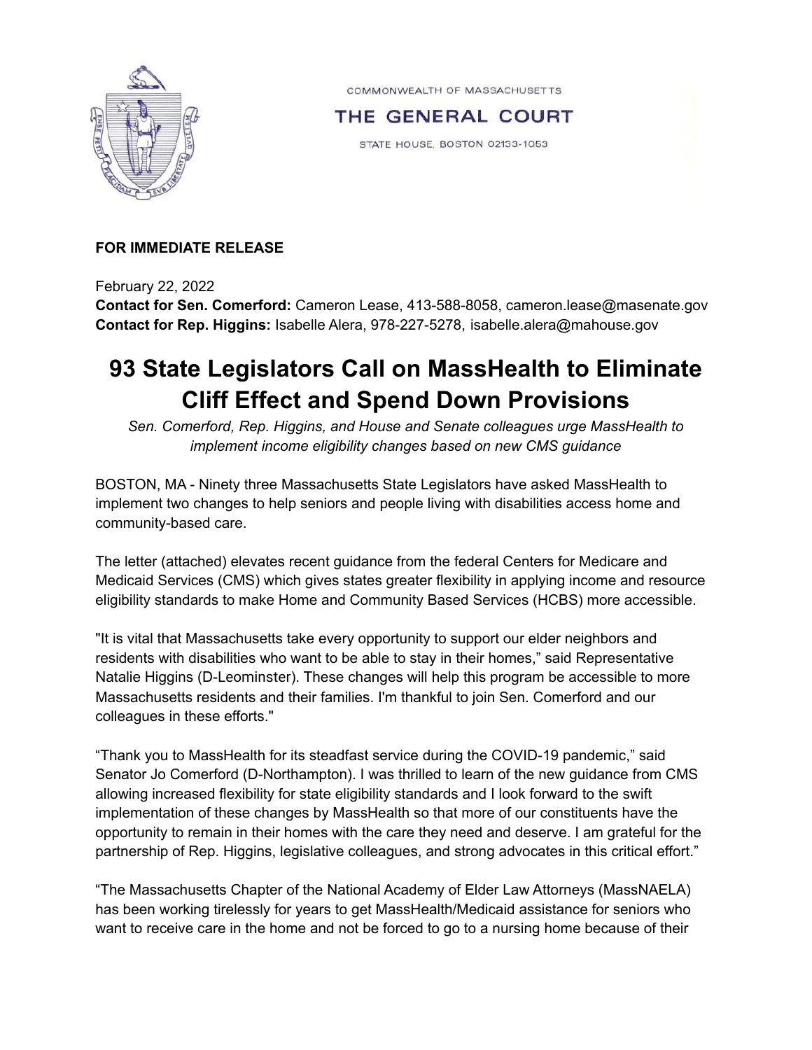COMMONWEALTH OF MASSACHUSETTS

THE GENERAL COURT

STATE HOUSE, BOSTON 02133-1053

**FOR IMMEDIATE RELEASE**

February 22, 2022
**Contact for Sen. Comerford:** Cameron Lease, 413-588-8058, cameron.lease@masenate.gov
**Contact for Rep. Higgins:** Isabelle Alera, 978-227-5278, isabelle.alera@mahouse.gov

# 93 State Legislators Call on MassHealth to Eliminate Cliff Effect and Spend Down Provisions

*Sen. Comerford, Rep. Higgins, and House and Senate colleagues urge MassHealth to implement income eligibility changes based on new CMS guidance*

BOSTON, MA - Ninety three Massachusetts State Legislators have asked MassHealth to implement two changes to help seniors and people living with disabilities access home and community-based care.

The letter (attached) elevates recent guidance from the federal Centers for Medicare and Medicaid Services (CMS) which gives states greater flexibility in applying income and resource eligibility standards to make Home and Community Based Services (HCBS) more accessible.

"It is vital that Massachusetts take every opportunity to support our elder neighbors and residents with disabilities who want to be able to stay in their homes," said Representative Natalie Higgins (D-Leominster). These changes will help this program be accessible to more Massachusetts residents and their families. I'm thankful to join Sen. Comerford and our colleagues in these efforts."

"Thank you to MassHealth for its steadfast service during the COVID-19 pandemic," said Senator Jo Comerford (D-Northampton). I was thrilled to learn of the new guidance from CMS allowing increased flexibility for state eligibility standards and I look forward to the swift implementation of these changes by MassHealth so that more of our constituents have the opportunity to remain in their homes with the care they need and deserve. I am grateful for the partnership of Rep. Higgins, legislative colleagues, and strong advocates in this critical effort."

"The Massachusetts Chapter of the National Academy of Elder Law Attorneys (MassNAELA) has been working tirelessly for years to get MassHealth/Medicaid assistance for seniors who want to receive care in the home and not be forced to go to a nursing home because of their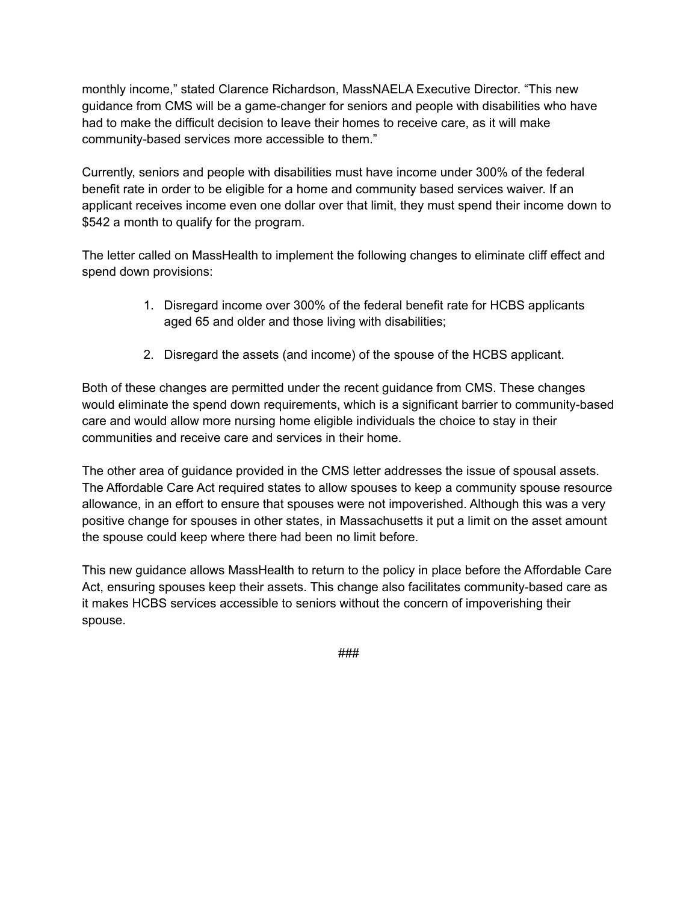monthly income," stated Clarence Richardson, MassNAELA Executive Director. "This new guidance from CMS will be a game-changer for seniors and people with disabilities who have had to make the difficult decision to leave their homes to receive care, as it will make community-based services more accessible to them."

Currently, seniors and people with disabilities must have income under 300% of the federal benefit rate in order to be eligible for a home and community based services waiver. If an applicant receives income even one dollar over that limit, they must spend their income down to $542 a month to qualify for the program.

The letter called on MassHealth to implement the following changes to eliminate cliff effect and spend down provisions:

1. Disregard income over 300% of the federal benefit rate for HCBS applicants aged 65 and older and those living with disabilities;

2. Disregard the assets (and income) of the spouse of the HCBS applicant.

Both of these changes are permitted under the recent guidance from CMS. These changes would eliminate the spend down requirements, which is a significant barrier to community-based care and would allow more nursing home eligible individuals the choice to stay in their communities and receive care and services in their home.

The other area of guidance provided in the CMS letter addresses the issue of spousal assets. The Affordable Care Act required states to allow spouses to keep a community spouse resource allowance, in an effort to ensure that spouses were not impoverished. Although this was a very positive change for spouses in other states, in Massachusetts it put a limit on the asset amount the spouse could keep where there had been no limit before.

This new guidance allows MassHealth to return to the policy in place before the Affordable Care Act, ensuring spouses keep their assets. This change also facilitates community-based care as it makes HCBS services accessible to seniors without the concern of impoverishing their spouse.

###